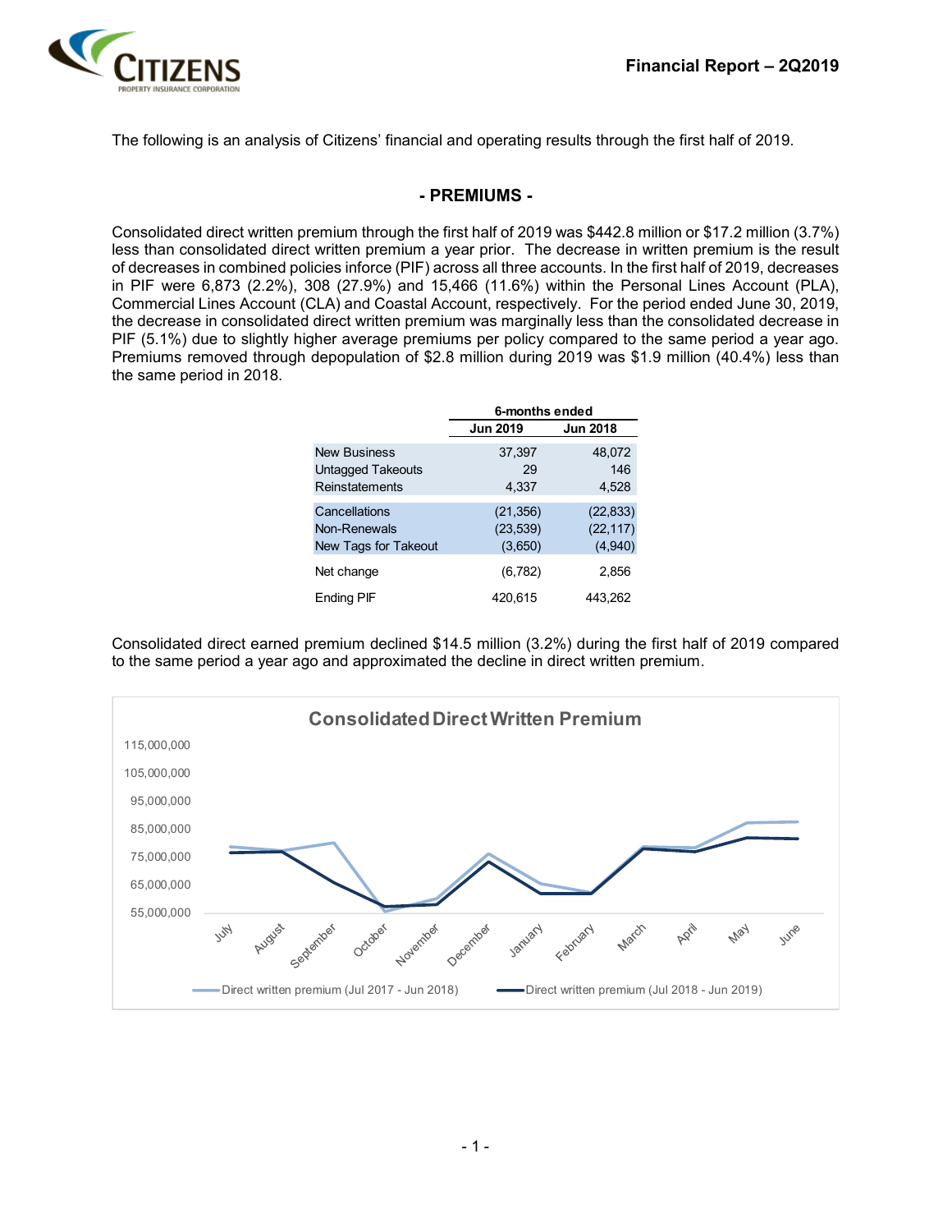The following is an analysis of Citizens' financial and operating results through the first half of 2019.

## - PREMIUMS -

Consolidated direct written premium through the first half of 2019 was $442.8 million or $17.2 million (3.7%) less than consolidated direct written premium a year prior. The decrease in written premium is the result of decreases in combined policies inforce (PIF) across all three accounts. In the first half of 2019, decreases in PIF were 6,873 (2.2%), 308 (27.9%) and 15,466 (11.6%) within the Personal Lines Account (PLA), Commercial Lines Account (CLA) and Coastal Account, respectively. For the period ended June 30, 2019, the decrease in consolidated direct written premium was marginally less than the consolidated decrease in PIF (5.1%) due to slightly higher average premiums per policy compared to the same period a year ago. Premiums removed through depopulation of $2.8 million during 2019 was $1.9 million (40.4%) less than the same period in 2018.

| | 6-months ended | |
|---|---|---|
| | Jun 2019 | Jun 2018 |
| New Business | 37,397 | 48,072 |
| Untagged Takeouts | 29 | 146 |
| Reinstatements | 4,337 | 4,528 |
| Cancellations | (21,356) | (22,833) |
| Non-Renewals | (23,539) | (22,117) |
| New Tags for Takeout | (3,650) | (4,940) |
| Net change | (6,782) | 2,856 |
| Ending PIF | 420,615 | 443,262 |

Consolidated direct earned premium declined $14.5 million (3.2%) during the first half of 2019 compared to the same period a year ago and approximated the decline in direct written premium.

**Consolidated Direct Written Premium**

Y-axis: 55,000,000 to 115,000,000. X-axis: July, August, September, October, November, December, January, February, March, April, May, June.

Legend: Direct written premium (Jul 2017 - Jun 2018); Direct written premium (Jul 2018 - Jun 2019)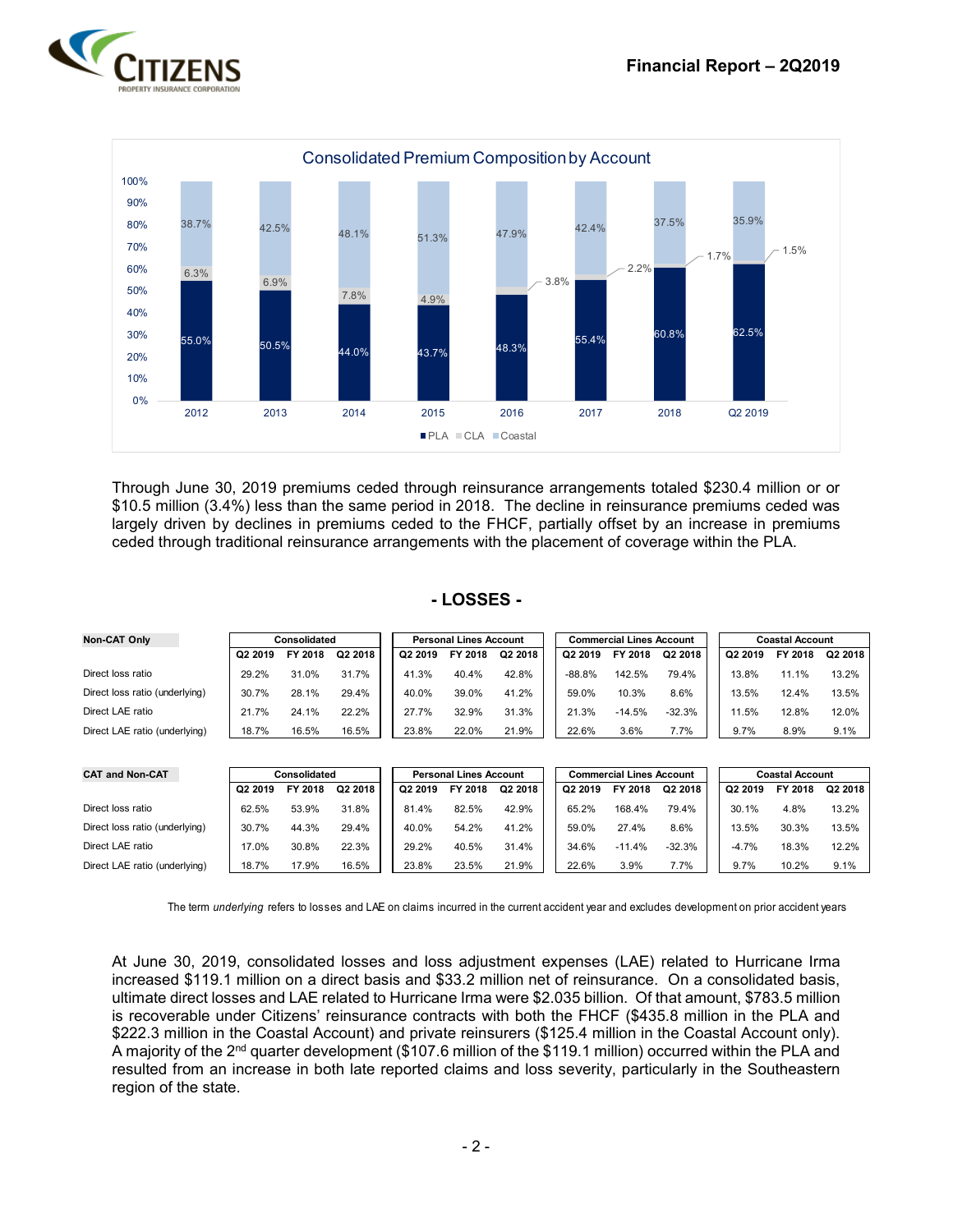**Consolidated Premium Composition by Account**

| | 2012 | 2013 | 2014 | 2015 | 2016 | 2017 | 2018 | Q2 2019 |
|---|---|---|---|---|---|---|---|---|
| PLA | 55.0% | 50.5% | 44.0% | 43.7% | 48.3% | 55.4% | 60.8% | 62.5% |
| CLA | 6.3% | 6.9% | 7.8% | 4.9% | 3.8% | 2.2% | 1.7% | 1.5% |
| Coastal | 38.7% | 42.5% | 48.1% | 51.3% | 47.9% | 42.4% | 37.5% | 35.9% |

Through June 30, 2019 premiums ceded through reinsurance arrangements totaled $230.4 million or or $10.5 million (3.4%) less than the same period in 2018. The decline in reinsurance premiums ceded was largely driven by declines in premiums ceded to the FHCF, partially offset by an increase in premiums ceded through traditional reinsurance arrangements with the placement of coverage within the PLA.

## - LOSSES -

| **Non-CAT Only** | Consolidated | | | Personal Lines Account | | | Commercial Lines Account | | | Coastal Account | | |
|---|---|---|---|---|---|---|---|---|---|---|---|---|
| | Q2 2019 | FY 2018 | Q2 2018 | Q2 2019 | FY 2018 | Q2 2018 | Q2 2019 | FY 2018 | Q2 2018 | Q2 2019 | FY 2018 | Q2 2018 |
| Direct loss ratio | 29.2% | 31.0% | 31.7% | 41.3% | 40.4% | 42.8% | -88.8% | 142.5% | 79.4% | 13.8% | 11.1% | 13.2% |
| Direct loss ratio (underlying) | 30.7% | 28.1% | 29.4% | 40.0% | 39.0% | 41.2% | 59.0% | 10.3% | 8.6% | 13.5% | 12.4% | 13.5% |
| Direct LAE ratio | 21.7% | 24.1% | 22.2% | 27.7% | 32.9% | 31.3% | 21.3% | -14.5% | -32.3% | 11.5% | 12.8% | 12.0% |
| Direct LAE ratio (underlying) | 18.7% | 16.5% | 16.5% | 23.8% | 22.0% | 21.9% | 22.6% | 3.6% | 7.7% | 9.7% | 8.9% | 9.1% |

| **CAT and Non-CAT** | Consolidated | | | Personal Lines Account | | | Commercial Lines Account | | | Coastal Account | | |
|---|---|---|---|---|---|---|---|---|---|---|---|---|
| | Q2 2019 | FY 2018 | Q2 2018 | Q2 2019 | FY 2018 | Q2 2018 | Q2 2019 | FY 2018 | Q2 2018 | Q2 2019 | FY 2018 | Q2 2018 |
| Direct loss ratio | 62.5% | 53.9% | 31.8% | 81.4% | 82.5% | 42.9% | 65.2% | 168.4% | 79.4% | 30.1% | 4.8% | 13.2% |
| Direct loss ratio (underlying) | 30.7% | 44.3% | 29.4% | 40.0% | 54.2% | 41.2% | 59.0% | 27.4% | 8.6% | 13.5% | 30.3% | 13.5% |
| Direct LAE ratio | 17.0% | 30.8% | 22.3% | 29.2% | 40.5% | 31.4% | 34.6% | -11.4% | -32.3% | -4.7% | 18.3% | 12.2% |
| Direct LAE ratio (underlying) | 18.7% | 17.9% | 16.5% | 23.8% | 23.5% | 21.9% | 22.6% | 3.9% | 7.7% | 9.7% | 10.2% | 9.1% |

The term *underlying* refers to losses and LAE on claims incurred in the current accident year and excludes development on prior accident years

At June 30, 2019, consolidated losses and loss adjustment expenses (LAE) related to Hurricane Irma increased $119.1 million on a direct basis and $33.2 million net of reinsurance. On a consolidated basis, ultimate direct losses and LAE related to Hurricane Irma were $2.035 billion. Of that amount, $783.5 million is recoverable under Citizens' reinsurance contracts with both the FHCF ($435.8 million in the PLA and $222.3 million in the Coastal Account) and private reinsurers ($125.4 million in the Coastal Account only). A majority of the 2nd quarter development ($107.6 million of the $119.1 million) occurred within the PLA and resulted from an increase in both late reported claims and loss severity, particularly in the Southeastern region of the state.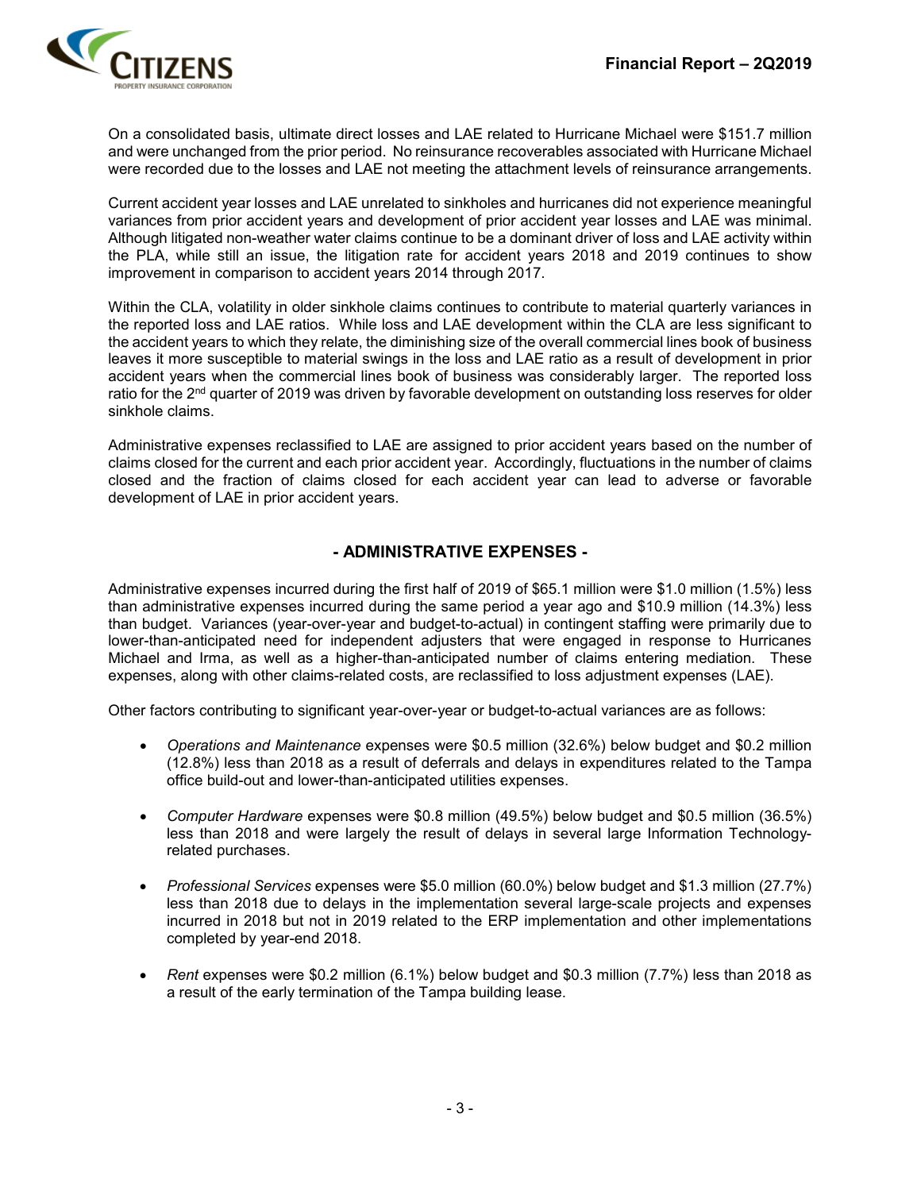On a consolidated basis, ultimate direct losses and LAE related to Hurricane Michael were $151.7 million and were unchanged from the prior period. No reinsurance recoverables associated with Hurricane Michael were recorded due to the losses and LAE not meeting the attachment levels of reinsurance arrangements.

Current accident year losses and LAE unrelated to sinkholes and hurricanes did not experience meaningful variances from prior accident years and development of prior accident year losses and LAE was minimal. Although litigated non-weather water claims continue to be a dominant driver of loss and LAE activity within the PLA, while still an issue, the litigation rate for accident years 2018 and 2019 continues to show improvement in comparison to accident years 2014 through 2017.

Within the CLA, volatility in older sinkhole claims continues to contribute to material quarterly variances in the reported loss and LAE ratios. While loss and LAE development within the CLA are less significant to the accident years to which they relate, the diminishing size of the overall commercial lines book of business leaves it more susceptible to material swings in the loss and LAE ratio as a result of development in prior accident years when the commercial lines book of business was considerably larger. The reported loss ratio for the 2nd quarter of 2019 was driven by favorable development on outstanding loss reserves for older sinkhole claims.

Administrative expenses reclassified to LAE are assigned to prior accident years based on the number of claims closed for the current and each prior accident year. Accordingly, fluctuations in the number of claims closed and the fraction of claims closed for each accident year can lead to adverse or favorable development of LAE in prior accident years.

## - ADMINISTRATIVE EXPENSES -

Administrative expenses incurred during the first half of 2019 of $65.1 million were $1.0 million (1.5%) less than administrative expenses incurred during the same period a year ago and $10.9 million (14.3%) less than budget. Variances (year-over-year and budget-to-actual) in contingent staffing were primarily due to lower-than-anticipated need for independent adjusters that were engaged in response to Hurricanes Michael and Irma, as well as a higher-than-anticipated number of claims entering mediation. These expenses, along with other claims-related costs, are reclassified to loss adjustment expenses (LAE).

Other factors contributing to significant year-over-year or budget-to-actual variances are as follows:

- *Operations and Maintenance* expenses were $0.5 million (32.6%) below budget and $0.2 million (12.8%) less than 2018 as a result of deferrals and delays in expenditures related to the Tampa office build-out and lower-than-anticipated utilities expenses.
- *Computer Hardware* expenses were $0.8 million (49.5%) below budget and $0.5 million (36.5%) less than 2018 and were largely the result of delays in several large Information Technology-related purchases.
- *Professional Services* expenses were $5.0 million (60.0%) below budget and $1.3 million (27.7%) less than 2018 due to delays in the implementation several large-scale projects and expenses incurred in 2018 but not in 2019 related to the ERP implementation and other implementations completed by year-end 2018.
- *Rent* expenses were $0.2 million (6.1%) below budget and $0.3 million (7.7%) less than 2018 as a result of the early termination of the Tampa building lease.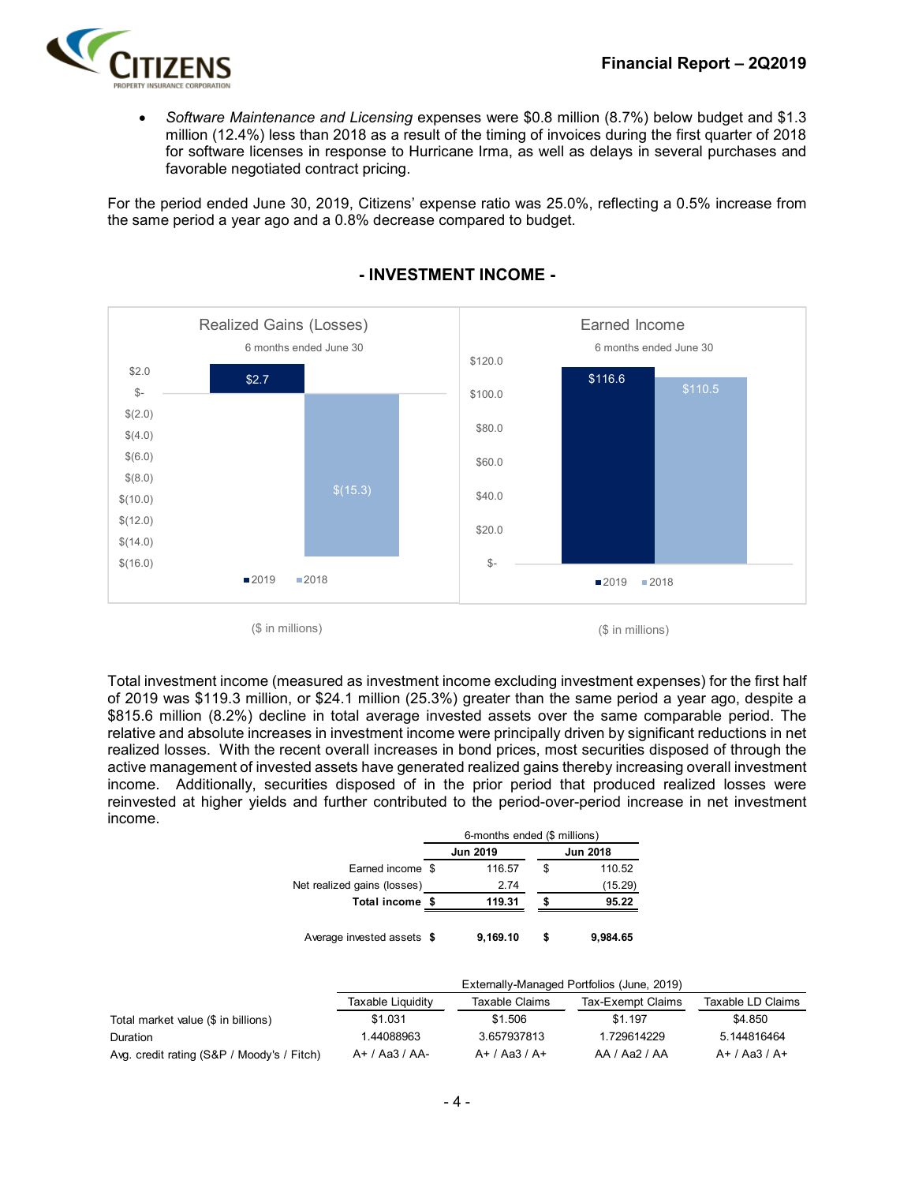- *Software Maintenance and Licensing* expenses were $0.8 million (8.7%) below budget and $1.3 million (12.4%) less than 2018 as a result of the timing of invoices during the first quarter of 2018 for software licenses in response to Hurricane Irma, as well as delays in several purchases and favorable negotiated contract pricing.

For the period ended June 30, 2019, Citizens' expense ratio was 25.0%, reflecting a 0.5% increase from the same period a year ago and a 0.8% decrease compared to budget.

## - INVESTMENT INCOME -

**Realized Gains (Losses)**
6 months ended June 30

| | 2019 | 2018 |
|---|---|---|
| Realized Gains (Losses) | $2.7 | $(15.3) |

($ in millions)

**Earned Income**
6 months ended June 30

| | 2019 | 2018 |
|---|---|---|
| Earned Income | $116.6 | $110.5 |

($ in millions)

Total investment income (measured as investment income excluding investment expenses) for the first half of 2019 was $119.3 million, or $24.1 million (25.3%) greater than the same period a year ago, despite a $815.6 million (8.2%) decline in total average invested assets over the same comparable period. The relative and absolute increases in investment income were principally driven by significant reductions in net realized losses. With the recent overall increases in bond prices, most securities disposed of through the active management of invested assets have generated realized gains thereby increasing overall investment income. Additionally, securities disposed of in the prior period that produced realized losses were reinvested at higher yields and further contributed to the period-over-period increase in net investment income.

| | 6-months ended ($ millions) | |
|---|---|---|
| | **Jun 2019** | **Jun 2018** |
| Earned income | $ 116.57 | $ 110.52 |
| Net realized gains (losses) | 2.74 | (15.29) |
| **Total income** | **$ 119.31** | **$ 95.22** |
| Average invested assets | **$ 9,169.10** | **$ 9,984.65** |

| | Externally-Managed Portfolios (June, 2019) | | | |
|---|---|---|---|---|
| | Taxable Liquidity | Taxable Claims | Tax-Exempt Claims | Taxable LD Claims |
| Total market value ($ in billions) | $1.031 | $1.506 | $1.197 | $4.850 |
| Duration | 1.44088963 | 3.657937813 | 1.729614229 | 5.144816464 |
| Avg. credit rating (S&P / Moody's / Fitch) | A+ / Aa3 / AA- | A+ / Aa3 / A+ | AA / Aa2 / AA | A+ / Aa3 / A+ |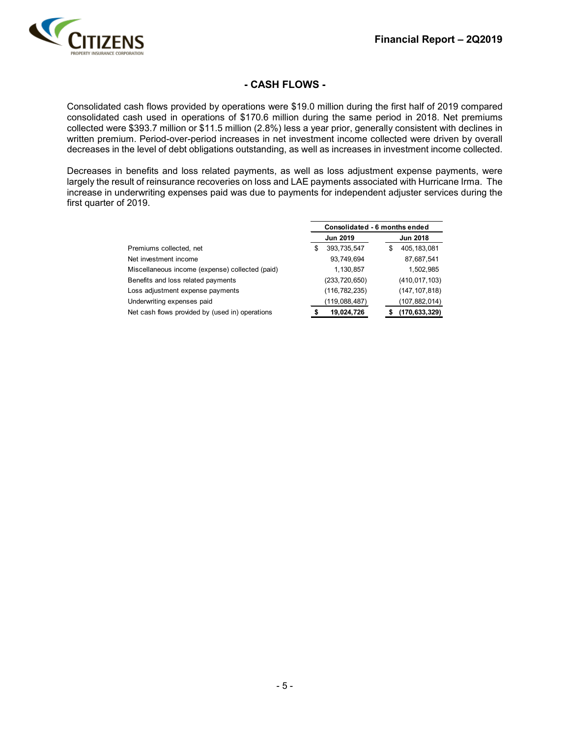## - CASH FLOWS -

Consolidated cash flows provided by operations were $19.0 million during the first half of 2019 compared consolidated cash used in operations of $170.6 million during the same period in 2018. Net premiums collected were $393.7 million or $11.5 million (2.8%) less a year prior, generally consistent with declines in written premium. Period-over-period increases in net investment income collected were driven by overall decreases in the level of debt obligations outstanding, as well as increases in investment income collected.

Decreases in benefits and loss related payments, as well as loss adjustment expense payments, were largely the result of reinsurance recoveries on loss and LAE payments associated with Hurricane Irma. The increase in underwriting expenses paid was due to payments for independent adjuster services during the first quarter of 2019.

| | Consolidated - 6 months ended | |
|---|---|---|
| | **Jun 2019** | **Jun 2018** |
| Premiums collected, net | $ 393,735,547 | $ 405,183,081 |
| Net investment income | 93,749,694 | 87,687,541 |
| Miscellaneous income (expense) collected (paid) | 1,130,857 | 1,502,985 |
| Benefits and loss related payments | (233,720,650) | (410,017,103) |
| Loss adjustment expense payments | (116,782,235) | (147,107,818) |
| Underwriting expenses paid | (119,088,487) | (107,882,014) |
| Net cash flows provided by (used in) operations | **$ 19,024,726** | **$ (170,633,329)** |